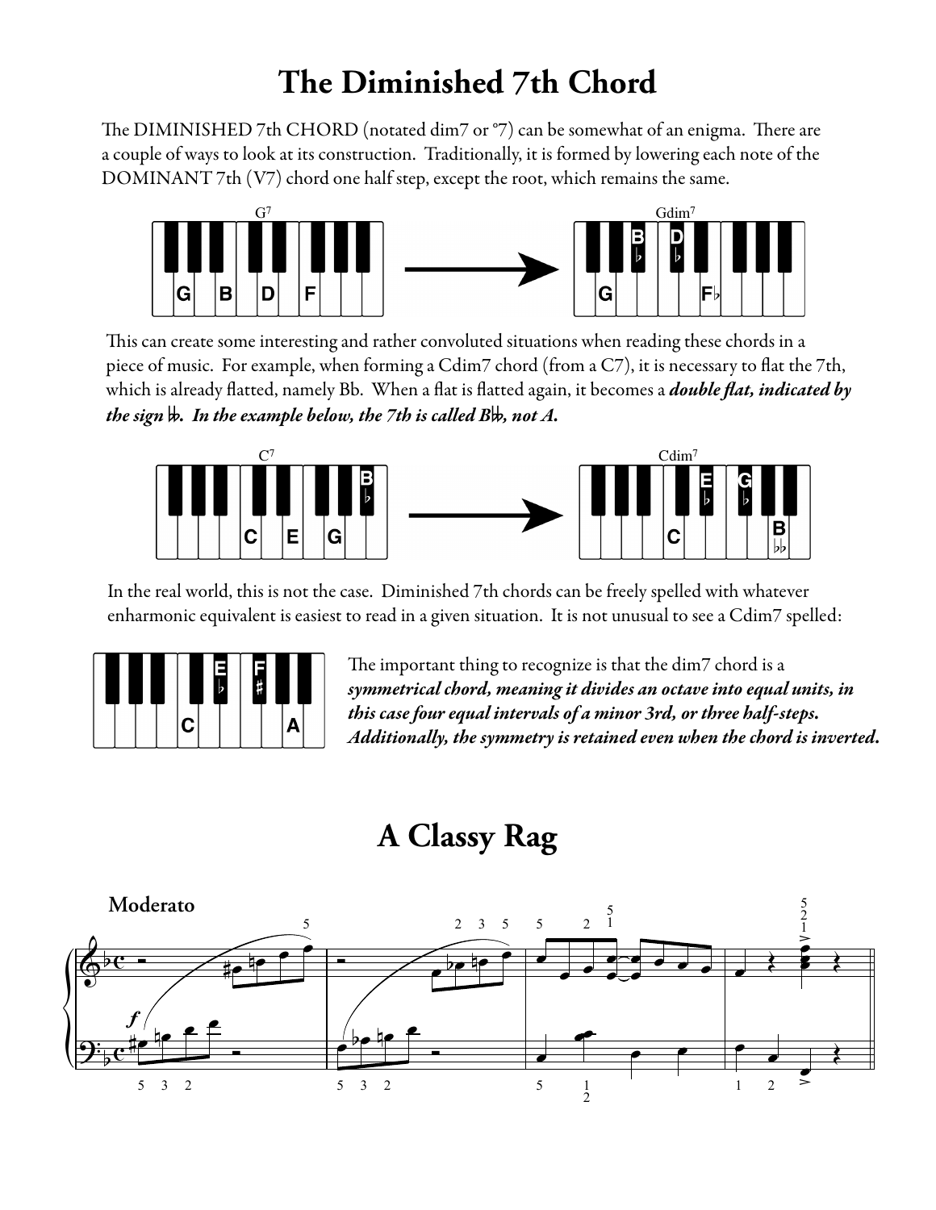# The Diminished 7th Chord

The DIMINISHED 7th CHORD (notated dim7 or °7) can be somewhat of an enigma. There are a couple of ways to look at its construction. Traditionally, it is formed by lowering each note of the DOMINANT 7th (V7) chord one half step, except the root, which remains the same.

This can create some interesting and rather convoluted situations when reading these chords in a piece of music. For example, when forming a Cdim7 chord (from a C7), it is necessary to flat the 7th, which is already flatted, namely Bb. When a flat is flatted again, it becomes a ***double flat, indicated by the sign 𝄫. In the example below, the 7th is called B𝄫, not A.***

In the real world, this is not the case. Diminished 7th chords can be freely spelled with whatever enharmonic equivalent is easiest to read in a given situation. It is not unusual to see a Cdim7 spelled:

The important thing to recognize is that the dim7 chord is a ***symmetrical chord, meaning it divides an octave into equal units, in this case four equal intervals of a minor 3rd, or three half-steps. Additionally, the symmetry is retained even when the chord is inverted.***

# A Classy Rag

**Moderato**